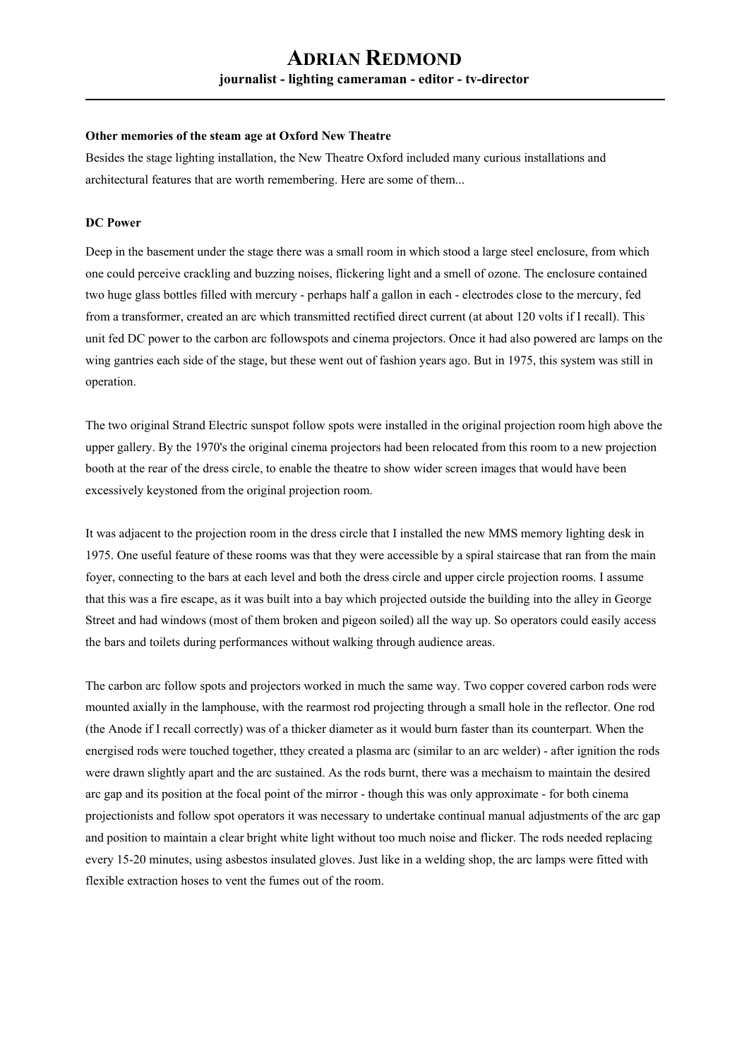# Adrian Redmond

**journalist - lighting cameraman - editor - tv-director**

---

**Other memories of the steam age at Oxford New Theatre**

Besides the stage lighting installation, the New Theatre Oxford included many curious installations and architectural features that are worth remembering. Here are some of them...

**DC Power**

Deep in the basement under the stage there was a small room in which stood a large steel enclosure, from which one could perceive crackling and buzzing noises, flickering light and a smell of ozone. The enclosure contained two huge glass bottles filled with mercury - perhaps half a gallon in each - electrodes close to the mercury, fed from a transformer, created an arc which transmitted rectified direct current (at about 120 volts if I recall). This unit fed DC power to the carbon arc followspots and cinema projectors. Once it had also powered arc lamps on the wing gantries each side of the stage, but these went out of fashion years ago. But in 1975, this system was still in operation.

The two original Strand Electric sunspot follow spots were installed in the original projection room high above the upper gallery. By the 1970's the original cinema projectors had been relocated from this room to a new projection booth at the rear of the dress circle, to enable the theatre to show wider screen images that would have been excessively keystoned from the original projection room.

It was adjacent to the projection room in the dress circle that I installed the new MMS memory lighting desk in 1975. One useful feature of these rooms was that they were accessible by a spiral staircase that ran from the main foyer, connecting to the bars at each level and both the dress circle and upper circle projection rooms. I assume that this was a fire escape, as it was built into a bay which projected outside the building into the alley in George Street and had windows (most of them broken and pigeon soiled) all the way up. So operators could easily access the bars and toilets during performances without walking through audience areas.

The carbon arc follow spots and projectors worked in much the same way. Two copper covered carbon rods were mounted axially in the lamphouse, with the rearmost rod projecting through a small hole in the reflector. One rod (the Anode if I recall correctly) was of a thicker diameter as it would burn faster than its counterpart. When the energised rods were touched together, tthey created a plasma arc (similar to an arc welder) - after ignition the rods were drawn slightly apart and the arc sustained. As the rods burnt, there was a mechaism to maintain the desired arc gap and its position at the focal point of the mirror - though this was only approximate - for both cinema projectionists and follow spot operators it was necessary to undertake continual manual adjustments of the arc gap and position to maintain a clear bright white light without too much noise and flicker. The rods needed replacing every 15-20 minutes, using asbestos insulated gloves. Just like in a welding shop, the arc lamps were fitted with flexible extraction hoses to vent the fumes out of the room.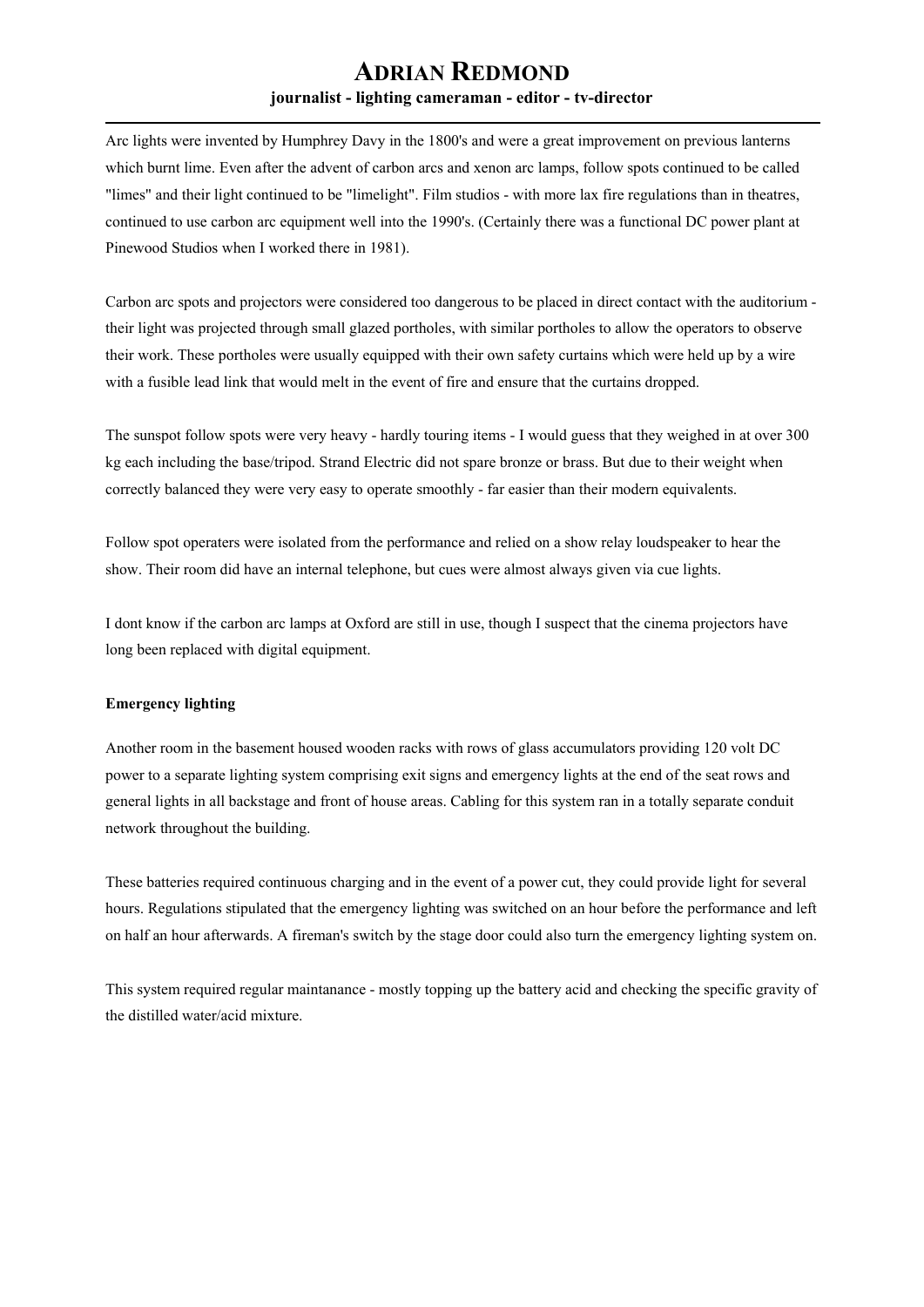Arc lights were invented by Humphrey Davy in the 1800's and were a great improvement on previous lanterns which burnt lime. Even after the advent of carbon arcs and xenon arc lamps, follow spots continued to be called "limes" and their light continued to be "limelight". Film studios - with more lax fire regulations than in theatres, continued to use carbon arc equipment well into the 1990's. (Certainly there was a functional DC power plant at Pinewood Studios when I worked there in 1981).

Carbon arc spots and projectors were considered too dangerous to be placed in direct contact with the auditorium - their light was projected through small glazed portholes, with similar portholes to allow the operators to observe their work. These portholes were usually equipped with their own safety curtains which were held up by a wire with a fusible lead link that would melt in the event of fire and ensure that the curtains dropped.

The sunspot follow spots were very heavy - hardly touring items - I would guess that they weighed in at over 300 kg each including the base/tripod. Strand Electric did not spare bronze or brass. But due to their weight when correctly balanced they were very easy to operate smoothly - far easier than their modern equivalents.

Follow spot operaters were isolated from the performance and relied on a show relay loudspeaker to hear the show. Their room did have an internal telephone, but cues were almost always given via cue lights.

I dont know if the carbon arc lamps at Oxford are still in use, though I suspect that the cinema projectors have long been replaced with digital equipment.

**Emergency lighting**

Another room in the basement housed wooden racks with rows of glass accumulators providing 120 volt DC power to a separate lighting system comprising exit signs and emergency lights at the end of the seat rows and general lights in all backstage and front of house areas. Cabling for this system ran in a totally separate conduit network throughout the building.

These batteries required continuous charging and in the event of a power cut, they could provide light for several hours. Regulations stipulated that the emergency lighting was switched on an hour before the performance and left on half an hour afterwards. A fireman's switch by the stage door could also turn the emergency lighting system on.

This system required regular maintanance - mostly topping up the battery acid and checking the specific gravity of the distilled water/acid mixture.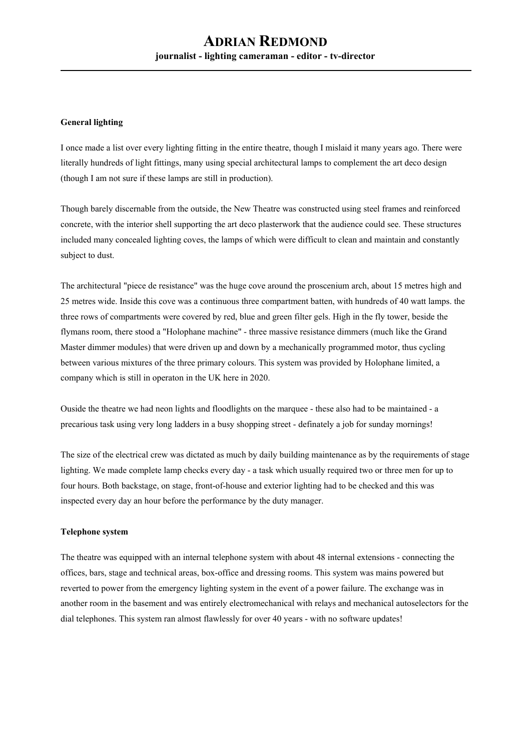## General lighting

I once made a list over every lighting fitting in the entire theatre, though I mislaid it many years ago. There were literally hundreds of light fittings, many using special architectural lamps to complement the art deco design (though I am not sure if these lamps are still in production).

Though barely discernable from the outside, the New Theatre was constructed using steel frames and reinforced concrete, with the interior shell supporting the art deco plasterwork that the audience could see. These structures included many concealed lighting coves, the lamps of which were difficult to clean and maintain and constantly subject to dust.

The architectural "piece de resistance" was the huge cove around the proscenium arch, about 15 metres high and 25 metres wide. Inside this cove was a continuous three compartment batten, with hundreds of 40 watt lamps. the three rows of compartments were covered by red, blue and green filter gels. High in the fly tower, beside the flymans room, there stood a "Holophane machine" - three massive resistance dimmers (much like the Grand Master dimmer modules) that were driven up and down by a mechanically programmed motor, thus cycling between various mixtures of the three primary colours. This system was provided by Holophane limited, a company which is still in operaton in the UK here in 2020.

Ouside the theatre we had neon lights and floodlights on the marquee - these also had to be maintained - a precarious task using very long ladders in a busy shopping street - definately a job for sunday mornings!

The size of the electrical crew was dictated as much by daily building maintenance as by the requirements of stage lighting. We made complete lamp checks every day - a task which usually required two or three men for up to four hours. Both backstage, on stage, front-of-house and exterior lighting had to be checked and this was inspected every day an hour before the performance by the duty manager.

## Telephone system

The theatre was equipped with an internal telephone system with about 48 internal extensions - connecting the offices, bars, stage and technical areas, box-office and dressing rooms. This system was mains powered but reverted to power from the emergency lighting system in the event of a power failure. The exchange was in another room in the basement and was entirely electromechanical with relays and mechanical autoselectors for the dial telephones. This system ran almost flawlessly for over 40 years - with no software updates!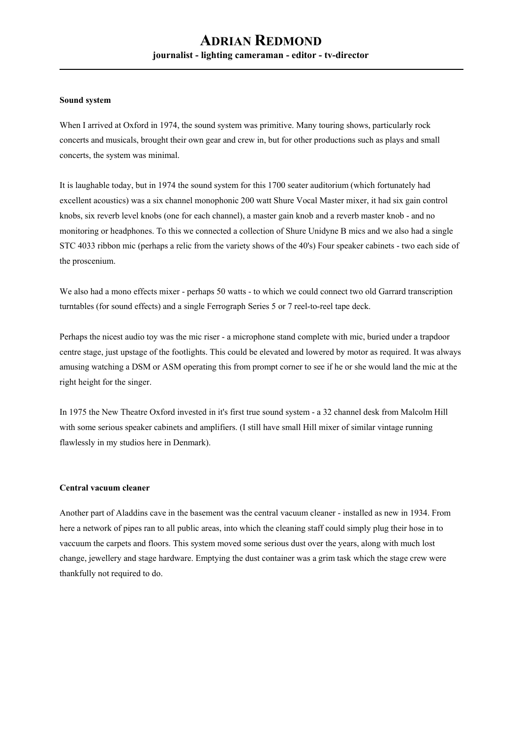**Sound system**

When I arrived at Oxford in 1974, the sound system was primitive. Many touring shows, particularly rock concerts and musicals, brought their own gear and crew in, but for other productions such as plays and small concerts, the system was minimal.

It is laughable today, but in 1974 the sound system for this 1700 seater auditorium (which fortunately had excellent acoustics) was a six channel monophonic 200 watt Shure Vocal Master mixer, it had six gain control knobs, six reverb level knobs (one for each channel), a master gain knob and a reverb master knob - and no monitoring or headphones. To this we connected a collection of Shure Unidyne B mics and we also had a single STC 4033 ribbon mic (perhaps a relic from the variety shows of the 40's) Four speaker cabinets - two each side of the proscenium.

We also had a mono effects mixer - perhaps 50 watts - to which we could connect two old Garrard transcription turntables (for sound effects) and a single Ferrograph Series 5 or 7 reel-to-reel tape deck.

Perhaps the nicest audio toy was the mic riser - a microphone stand complete with mic, buried under a trapdoor centre stage, just upstage of the footlights. This could be elevated and lowered by motor as required. It was always amusing watching a DSM or ASM operating this from prompt corner to see if he or she would land the mic at the right height for the singer.

In 1975 the New Theatre Oxford invested in it's first true sound system - a 32 channel desk from Malcolm Hill with some serious speaker cabinets and amplifiers. (I still have small Hill mixer of similar vintage running flawlessly in my studios here in Denmark).

**Central vacuum cleaner**

Another part of Aladdins cave in the basement was the central vacuum cleaner - installed as new in 1934. From here a network of pipes ran to all public areas, into which the cleaning staff could simply plug their hose in to vaccuum the carpets and floors. This system moved some serious dust over the years, along with much lost change, jewellery and stage hardware. Emptying the dust container was a grim task which the stage crew were thankfully not required to do.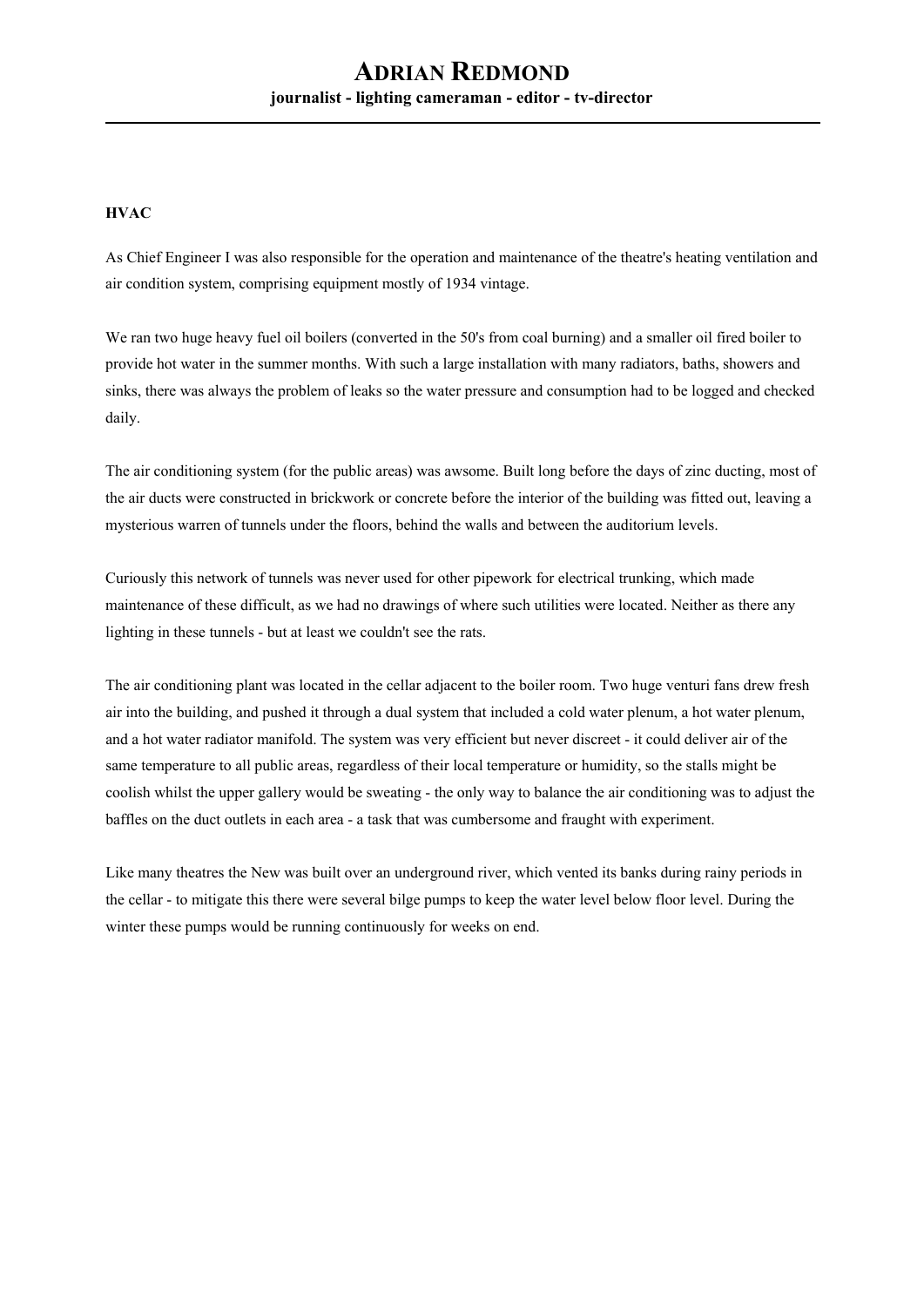## HVAC

As Chief Engineer I was also responsible for the operation and maintenance of the theatre's heating ventilation and air condition system, comprising equipment mostly of 1934 vintage.

We ran two huge heavy fuel oil boilers (converted in the 50's from coal burning) and a smaller oil fired boiler to provide hot water in the summer months. With such a large installation with many radiators, baths, showers and sinks, there was always the problem of leaks so the water pressure and consumption had to be logged and checked daily.

The air conditioning system (for the public areas) was awsome. Built long before the days of zinc ducting, most of the air ducts were constructed in brickwork or concrete before the interior of the building was fitted out, leaving a mysterious warren of tunnels under the floors, behind the walls and between the auditorium levels.

Curiously this network of tunnels was never used for other pipework for electrical trunking, which made maintenance of these difficult, as we had no drawings of where such utilities were located. Neither as there any lighting in these tunnels - but at least we couldn't see the rats.

The air conditioning plant was located in the cellar adjacent to the boiler room. Two huge venturi fans drew fresh air into the building, and pushed it through a dual system that included a cold water plenum, a hot water plenum, and a hot water radiator manifold. The system was very efficient but never discreet - it could deliver air of the same temperature to all public areas, regardless of their local temperature or humidity, so the stalls might be coolish whilst the upper gallery would be sweating - the only way to balance the air conditioning was to adjust the baffles on the duct outlets in each area - a task that was cumbersome and fraught with experiment.

Like many theatres the New was built over an underground river, which vented its banks during rainy periods in the cellar - to mitigate this there were several bilge pumps to keep the water level below floor level. During the winter these pumps would be running continuously for weeks on end.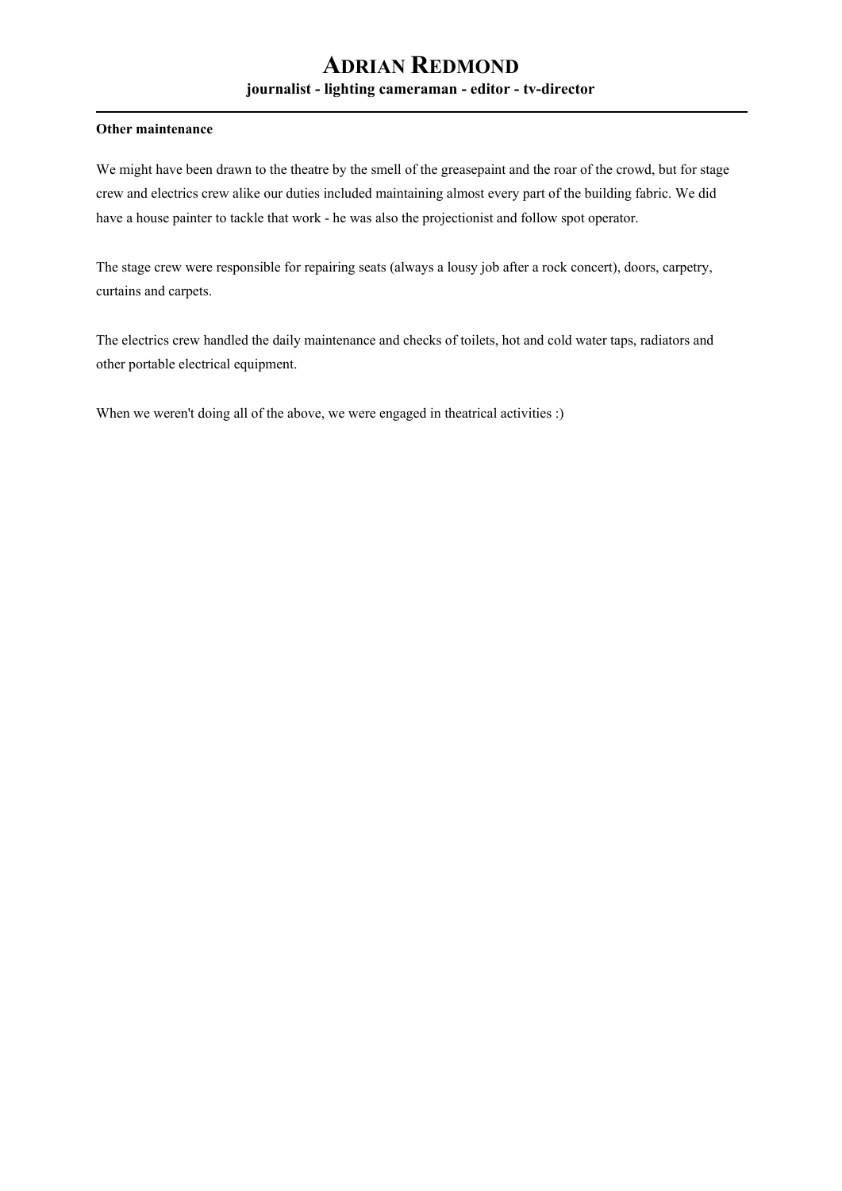**Other maintenance**

We might have been drawn to the theatre by the smell of the greasepaint and the roar of the crowd, but for stage crew and electrics crew alike our duties included maintaining almost every part of the building fabric. We did have a house painter to tackle that work - he was also the projectionist and follow spot operator.

The stage crew were responsible for repairing seats (always a lousy job after a rock concert), doors, carpetry, curtains and carpets.

The electrics crew handled the daily maintenance and checks of toilets, hot and cold water taps, radiators and other portable electrical equipment.

When we weren't doing all of the above, we were engaged in theatrical activities :)